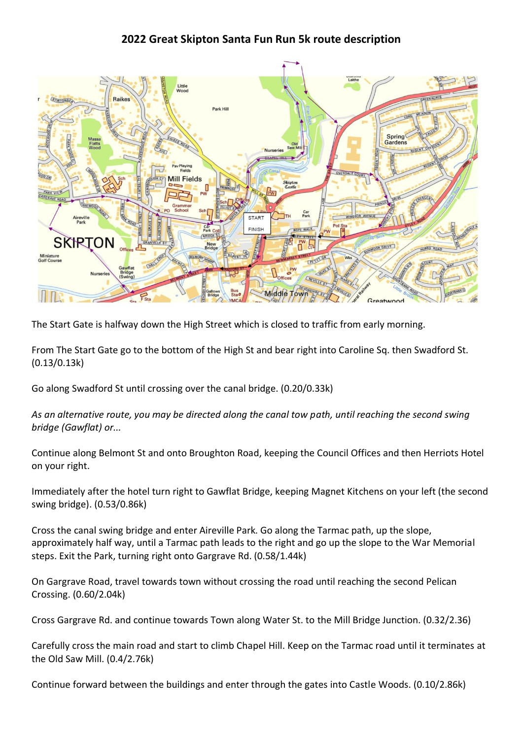# 2022 Great Skipton Santa Fun Run 5k route description

The Start Gate is halfway down the High Street which is closed to traffic from early morning.

From The Start Gate go to the bottom of the High St and bear right into Caroline Sq. then Swadford St. (0.13/0.13k)

Go along Swadford St until crossing over the canal bridge. (0.20/0.33k)

*As an alternative route, you may be directed along the canal tow path, until reaching the second swing bridge (Gawflat) or...*

Continue along Belmont St and onto Broughton Road, keeping the Council Offices and then Herriots Hotel on your right.

Immediately after the hotel turn right to Gawflat Bridge, keeping Magnet Kitchens on your left (the second swing bridge). (0.53/0.86k)

Cross the canal swing bridge and enter Aireville Park. Go along the Tarmac path, up the slope, approximately half way, until a Tarmac path leads to the right and go up the slope to the War Memorial steps. Exit the Park, turning right onto Gargrave Rd. (0.58/1.44k)

On Gargrave Road, travel towards town without crossing the road until reaching the second Pelican Crossing. (0.60/2.04k)

Cross Gargrave Rd. and continue towards Town along Water St. to the Mill Bridge Junction. (0.32/2.36)

Carefully cross the main road and start to climb Chapel Hill. Keep on the Tarmac road until it terminates at the Old Saw Mill. (0.4/2.76k)

Continue forward between the buildings and enter through the gates into Castle Woods. (0.10/2.86k)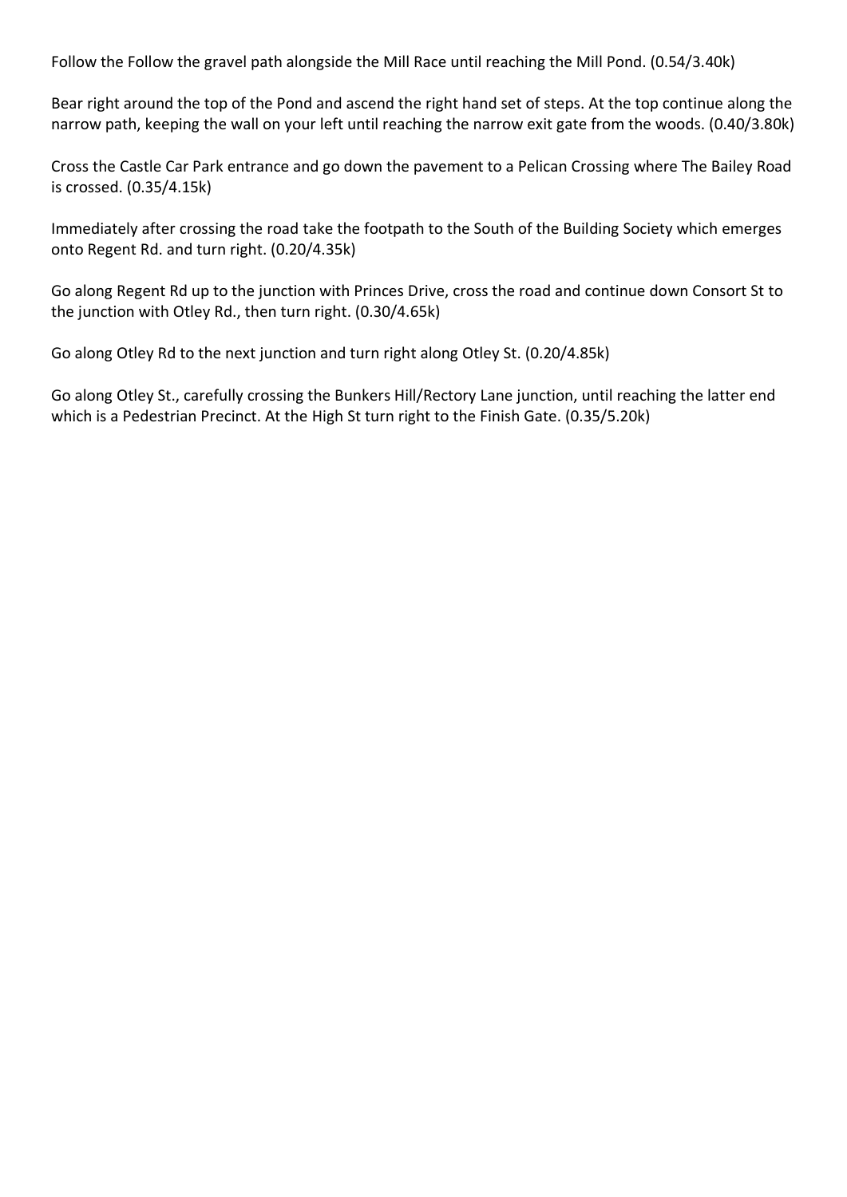Follow the Follow the gravel path alongside the Mill Race until reaching the Mill Pond. (0.54/3.40k)

Bear right around the top of the Pond and ascend the right hand set of steps. At the top continue along the narrow path, keeping the wall on your left until reaching the narrow exit gate from the woods. (0.40/3.80k)

Cross the Castle Car Park entrance and go down the pavement to a Pelican Crossing where The Bailey Road is crossed. (0.35/4.15k)

Immediately after crossing the road take the footpath to the South of the Building Society which emerges onto Regent Rd. and turn right. (0.20/4.35k)

Go along Regent Rd up to the junction with Princes Drive, cross the road and continue down Consort St to the junction with Otley Rd., then turn right. (0.30/4.65k)

Go along Otley Rd to the next junction and turn right along Otley St. (0.20/4.85k)

Go along Otley St., carefully crossing the Bunkers Hill/Rectory Lane junction, until reaching the latter end which is a Pedestrian Precinct. At the High St turn right to the Finish Gate. (0.35/5.20k)